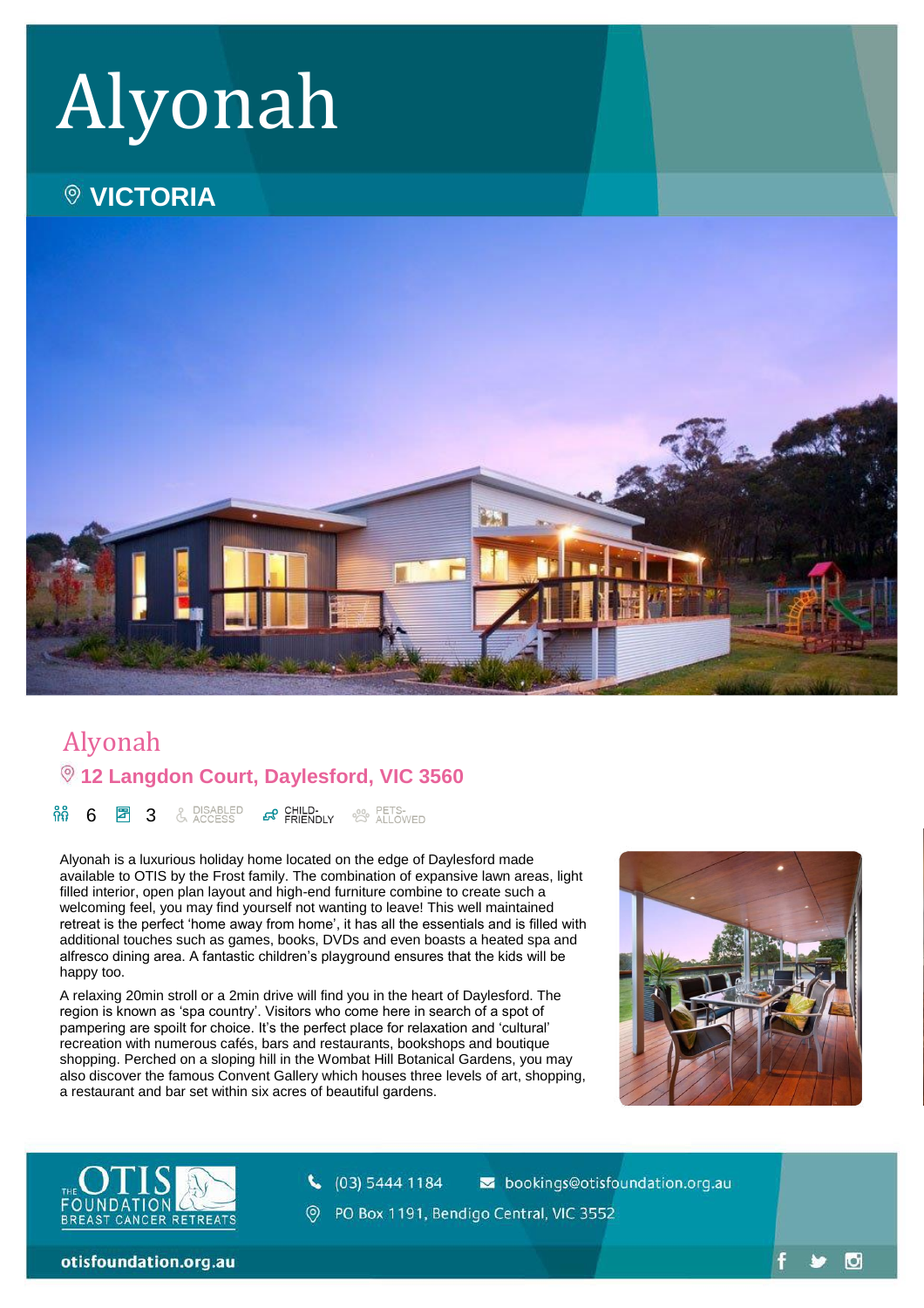# Alyonah

**VICTORIA**

## Alyonah

**12 Langdon Court, Daylesford, VIC 3560**

6 | 3 | DISABLED ACCESS | CHILD-FRIENDLY | PETS-ALLOWED

Alyonah is a luxurious holiday home located on the edge of Daylesford made available to OTIS by the Frost family. The combination of expansive lawn areas, light filled interior, open plan layout and high-end furniture combine to create such a welcoming feel, you may find yourself not wanting to leave! This well maintained retreat is the perfect 'home away from home', it has all the essentials and is filled with additional touches such as games, books, DVDs and even boasts a heated spa and alfresco dining area. A fantastic children's playground ensures that the kids will be happy too.

A relaxing 20min stroll or a 2min drive will find you in the heart of Daylesford. The region is known as 'spa country'. Visitors who come here in search of a spot of pampering are spoilt for choice. It's the perfect place for relaxation and 'cultural' recreation with numerous cafés, bars and restaurants, bookshops and boutique shopping. Perched on a sloping hill in the Wombat Hill Botanical Gardens, you may also discover the famous Convent Gallery which houses three levels of art, shopping, a restaurant and bar set within six acres of beautiful gardens.

THE OTIS FOUNDATION BREAST CANCER RETREATS

(03) 5444 1184 bookings@otisfoundation.org.au

PO Box 1191, Bendigo Central, VIC 3552

otisfoundation.org.au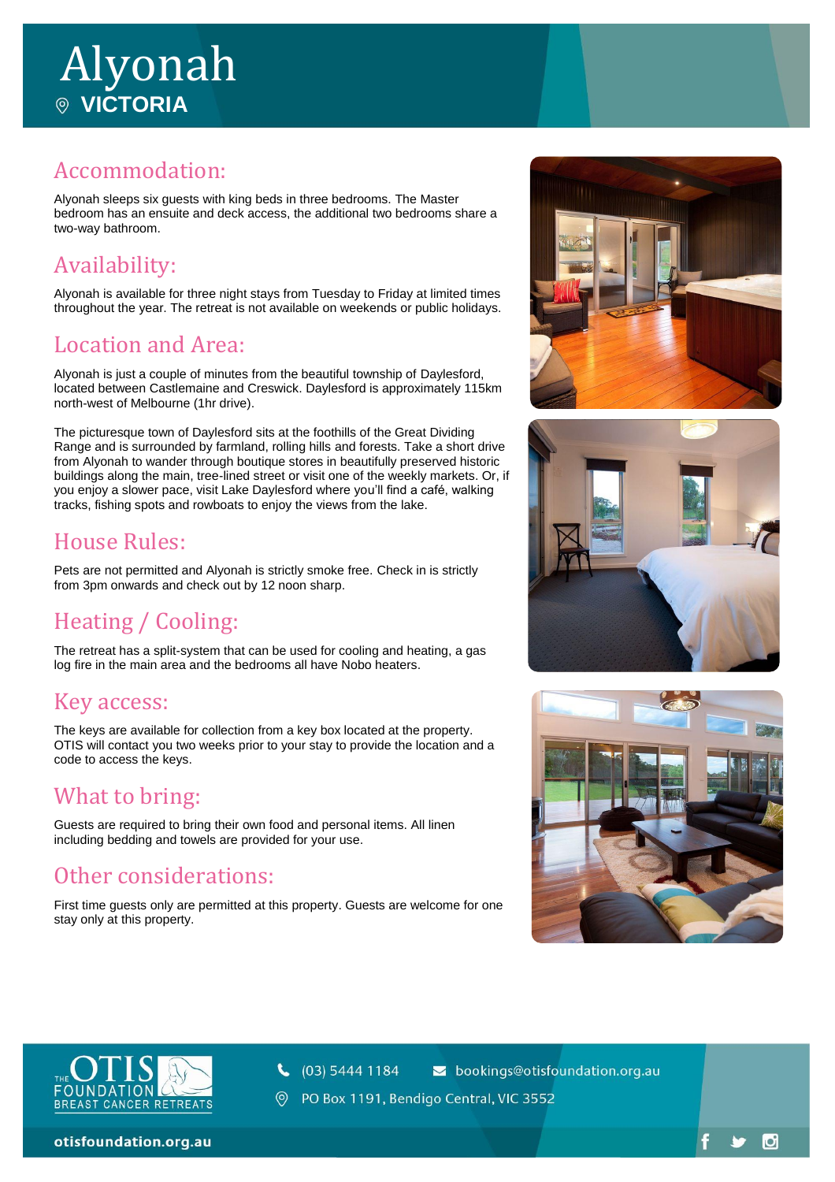# Alyonah

VICTORIA

## Accommodation:

Alyonah sleeps six guests with king beds in three bedrooms. The Master bedroom has an ensuite and deck access, the additional two bedrooms share a two-way bathroom.

## Availability:

Alyonah is available for three night stays from Tuesday to Friday at limited times throughout the year. The retreat is not available on weekends or public holidays.

## Location and Area:

Alyonah is just a couple of minutes from the beautiful township of Daylesford, located between Castlemaine and Creswick. Daylesford is approximately 115km north-west of Melbourne (1hr drive).

The picturesque town of Daylesford sits at the foothills of the Great Dividing Range and is surrounded by farmland, rolling hills and forests. Take a short drive from Alyonah to wander through boutique stores in beautifully preserved historic buildings along the main, tree-lined street or visit one of the weekly markets. Or, if you enjoy a slower pace, visit Lake Daylesford where you'll find a café, walking tracks, fishing spots and rowboats to enjoy the views from the lake.

## House Rules:

Pets are not permitted and Alyonah is strictly smoke free. Check in is strictly from 3pm onwards and check out by 12 noon sharp.

## Heating / Cooling:

The retreat has a split-system that can be used for cooling and heating, a gas log fire in the main area and the bedrooms all have Nobo heaters.

## Key access:

The keys are available for collection from a key box located at the property. OTIS will contact you two weeks prior to your stay to provide the location and a code to access the keys.

## What to bring:

Guests are required to bring their own food and personal items. All linen including bedding and towels are provided for your use.

## Other considerations:

First time guests only are permitted at this property. Guests are welcome for one stay only at this property.

THE OTIS FOUNDATION BREAST CANCER RETREATS

(03) 5444 1184 bookings@otisfoundation.org.au

PO Box 1191, Bendigo Central, VIC 3552

otisfoundation.org.au